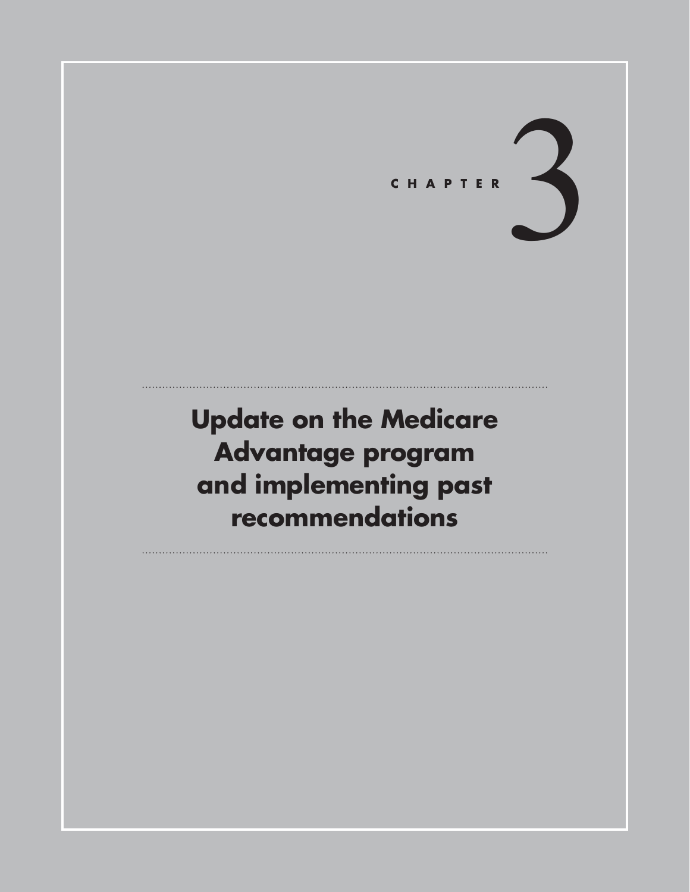CHAPTER 3

# Update on the Medicare Advantage program and implementing past recommendations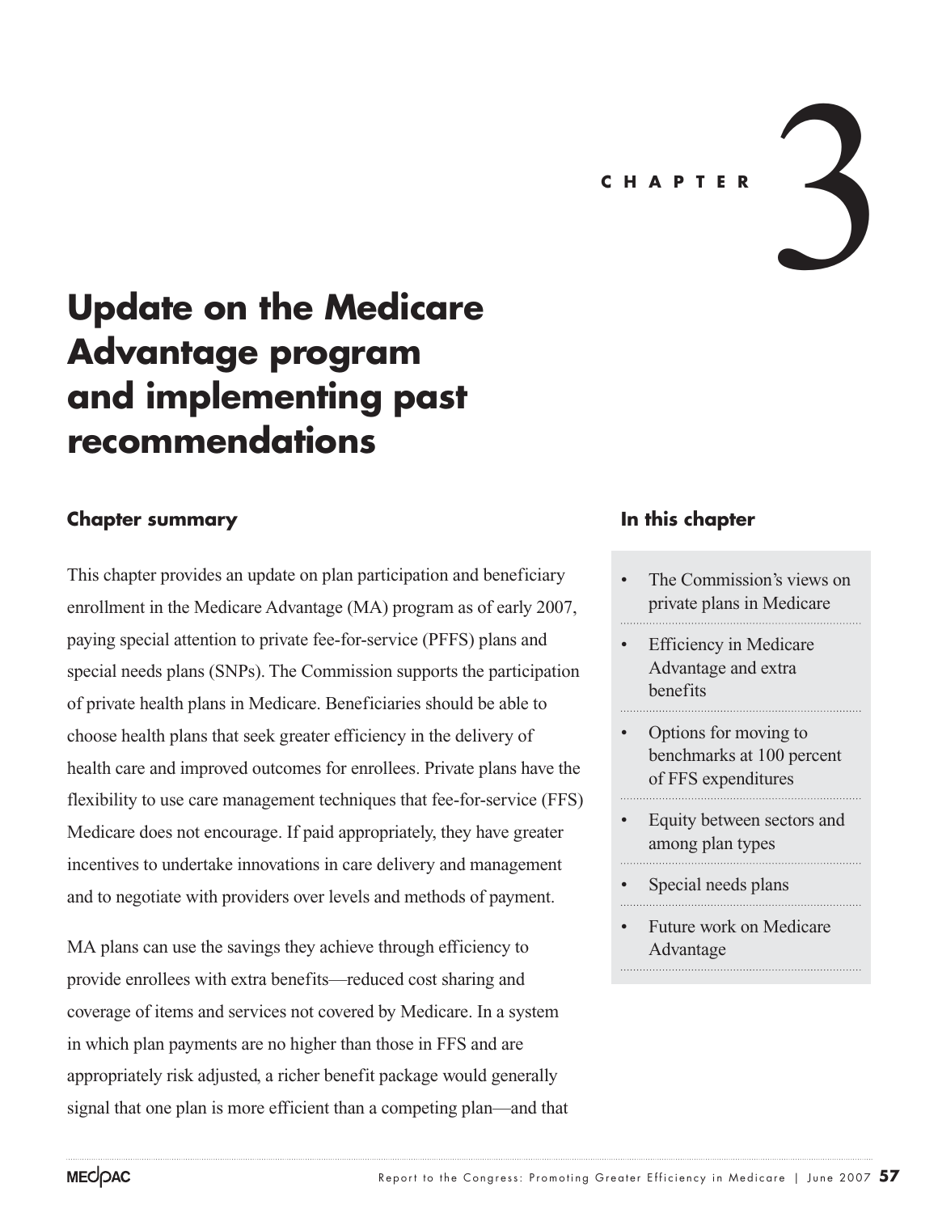# CHAPTER 3

# Update on the Medicare Advantage program and implementing past recommendations

## Chapter summary

This chapter provides an update on plan participation and beneficiary enrollment in the Medicare Advantage (MA) program as of early 2007, paying special attention to private fee-for-service (PFFS) plans and special needs plans (SNPs). The Commission supports the participation of private health plans in Medicare. Beneficiaries should be able to choose health plans that seek greater efficiency in the delivery of health care and improved outcomes for enrollees. Private plans have the flexibility to use care management techniques that fee-for-service (FFS) Medicare does not encourage. If paid appropriately, they have greater incentives to undertake innovations in care delivery and management and to negotiate with providers over levels and methods of payment.

MA plans can use the savings they achieve through efficiency to provide enrollees with extra benefits—reduced cost sharing and coverage of items and services not covered by Medicare. In a system in which plan payments are no higher than those in FFS and are appropriately risk adjusted, a richer benefit package would generally signal that one plan is more efficient than a competing plan—and that

## In this chapter

- The Commission's views on private plans in Medicare
- Efficiency in Medicare Advantage and extra benefits
- Options for moving to benchmarks at 100 percent of FFS expenditures
- Equity between sectors and among plan types
- Special needs plans
- Future work on Medicare Advantage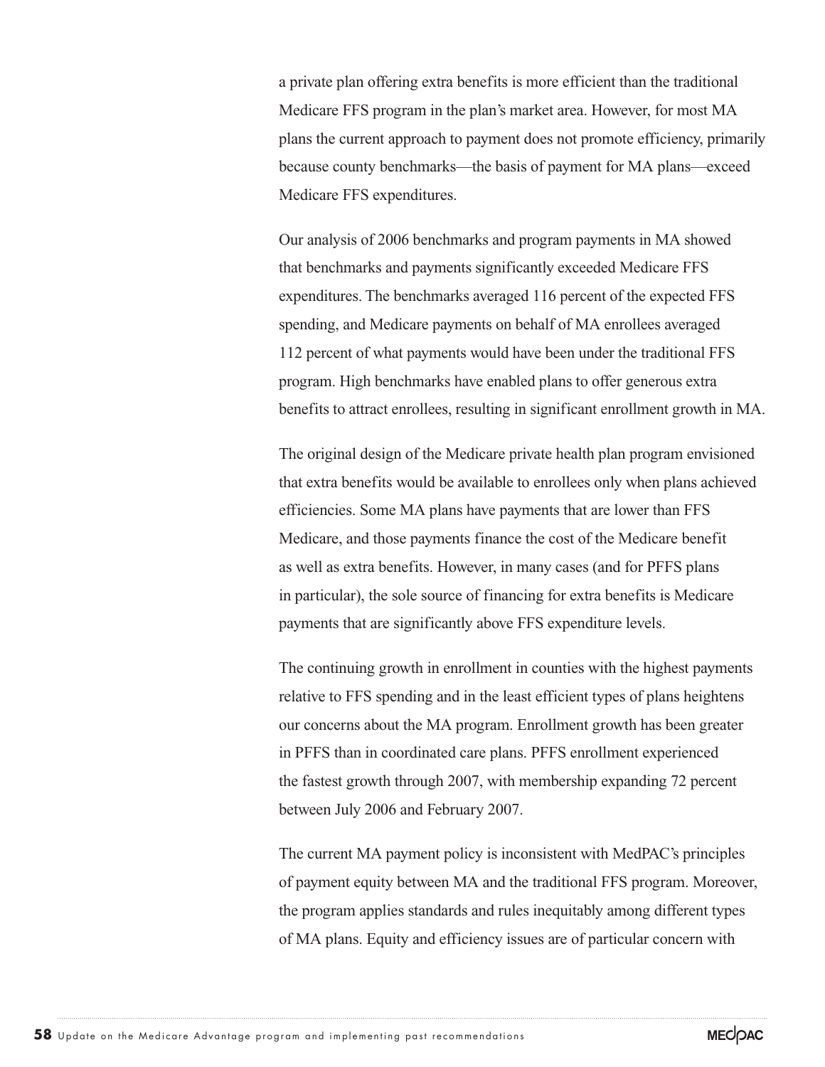a private plan offering extra benefits is more efficient than the traditional Medicare FFS program in the plan's market area. However, for most MA plans the current approach to payment does not promote efficiency, primarily because county benchmarks—the basis of payment for MA plans—exceed Medicare FFS expenditures.

Our analysis of 2006 benchmarks and program payments in MA showed that benchmarks and payments significantly exceeded Medicare FFS expenditures. The benchmarks averaged 116 percent of the expected FFS spending, and Medicare payments on behalf of MA enrollees averaged 112 percent of what payments would have been under the traditional FFS program. High benchmarks have enabled plans to offer generous extra benefits to attract enrollees, resulting in significant enrollment growth in MA.

The original design of the Medicare private health plan program envisioned that extra benefits would be available to enrollees only when plans achieved efficiencies. Some MA plans have payments that are lower than FFS Medicare, and those payments finance the cost of the Medicare benefit as well as extra benefits. However, in many cases (and for PFFS plans in particular), the sole source of financing for extra benefits is Medicare payments that are significantly above FFS expenditure levels.

The continuing growth in enrollment in counties with the highest payments relative to FFS spending and in the least efficient types of plans heightens our concerns about the MA program. Enrollment growth has been greater in PFFS than in coordinated care plans. PFFS enrollment experienced the fastest growth through 2007, with membership expanding 72 percent between July 2006 and February 2007.

The current MA payment policy is inconsistent with MedPAC's principles of payment equity between MA and the traditional FFS program. Moreover, the program applies standards and rules inequitably among different types of MA plans. Equity and efficiency issues are of particular concern with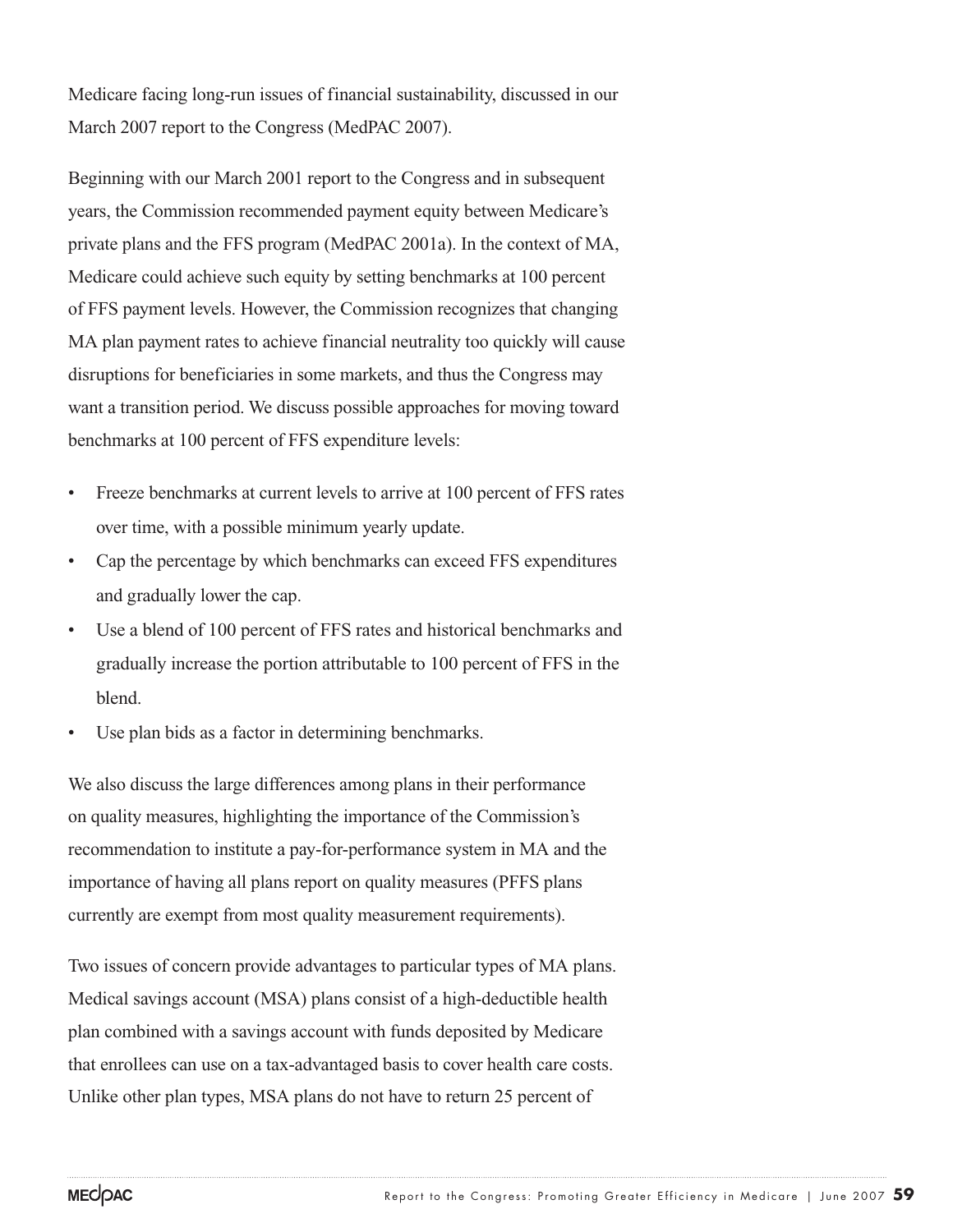Medicare facing long-run issues of financial sustainability, discussed in our March 2007 report to the Congress (MedPAC 2007).

Beginning with our March 2001 report to the Congress and in subsequent years, the Commission recommended payment equity between Medicare's private plans and the FFS program (MedPAC 2001a). In the context of MA, Medicare could achieve such equity by setting benchmarks at 100 percent of FFS payment levels. However, the Commission recognizes that changing MA plan payment rates to achieve financial neutrality too quickly will cause disruptions for beneficiaries in some markets, and thus the Congress may want a transition period. We discuss possible approaches for moving toward benchmarks at 100 percent of FFS expenditure levels:

- Freeze benchmarks at current levels to arrive at 100 percent of FFS rates over time, with a possible minimum yearly update.
- Cap the percentage by which benchmarks can exceed FFS expenditures and gradually lower the cap.
- Use a blend of 100 percent of FFS rates and historical benchmarks and gradually increase the portion attributable to 100 percent of FFS in the blend.
- Use plan bids as a factor in determining benchmarks.

We also discuss the large differences among plans in their performance on quality measures, highlighting the importance of the Commission's recommendation to institute a pay-for-performance system in MA and the importance of having all plans report on quality measures (PFFS plans currently are exempt from most quality measurement requirements).

Two issues of concern provide advantages to particular types of MA plans. Medical savings account (MSA) plans consist of a high-deductible health plan combined with a savings account with funds deposited by Medicare that enrollees can use on a tax-advantaged basis to cover health care costs. Unlike other plan types, MSA plans do not have to return 25 percent of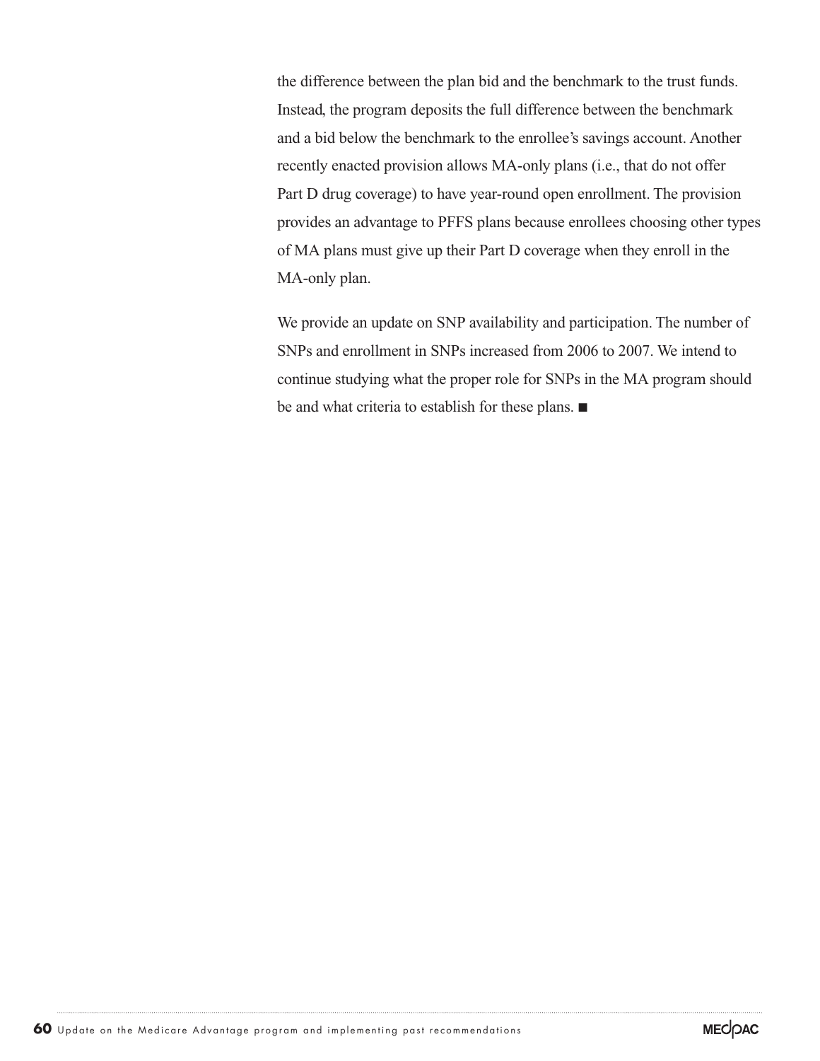the difference between the plan bid and the benchmark to the trust funds. Instead, the program deposits the full difference between the benchmark and a bid below the benchmark to the enrollee's savings account. Another recently enacted provision allows MA-only plans (i.e., that do not offer Part D drug coverage) to have year-round open enrollment. The provision provides an advantage to PFFS plans because enrollees choosing other types of MA plans must give up their Part D coverage when they enroll in the MA-only plan.

We provide an update on SNP availability and participation. The number of SNPs and enrollment in SNPs increased from 2006 to 2007. We intend to continue studying what the proper role for SNPs in the MA program should be and what criteria to establish for these plans. ■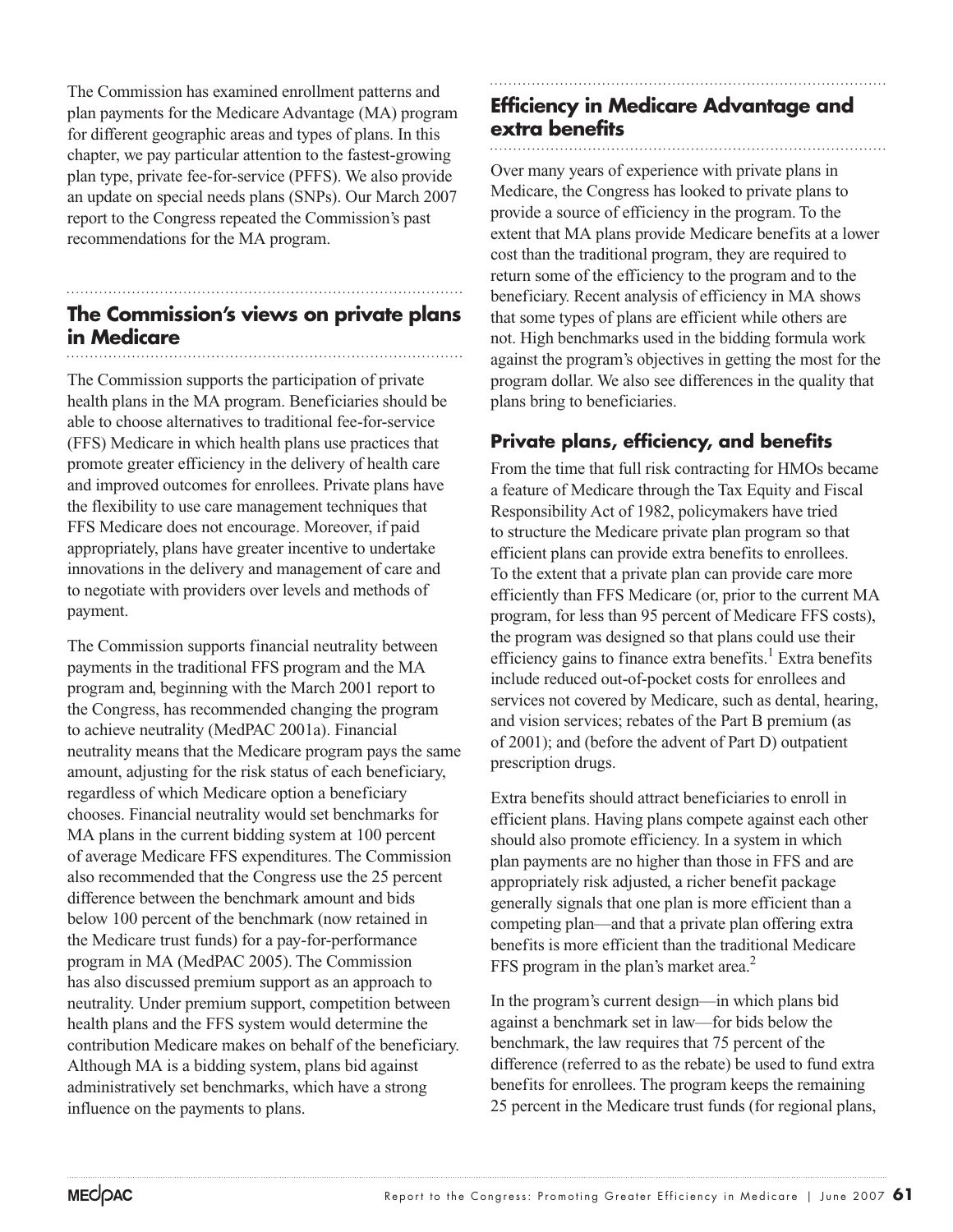The Commission has examined enrollment patterns and plan payments for the Medicare Advantage (MA) program for different geographic areas and types of plans. In this chapter, we pay particular attention to the fastest-growing plan type, private fee-for-service (PFFS). We also provide an update on special needs plans (SNPs). Our March 2007 report to the Congress repeated the Commission's past recommendations for the MA program.

## The Commission's views on private plans in Medicare

The Commission supports the participation of private health plans in the MA program. Beneficiaries should be able to choose alternatives to traditional fee-for-service (FFS) Medicare in which health plans use practices that promote greater efficiency in the delivery of health care and improved outcomes for enrollees. Private plans have the flexibility to use care management techniques that FFS Medicare does not encourage. Moreover, if paid appropriately, plans have greater incentive to undertake innovations in the delivery and management of care and to negotiate with providers over levels and methods of payment.

The Commission supports financial neutrality between payments in the traditional FFS program and the MA program and, beginning with the March 2001 report to the Congress, has recommended changing the program to achieve neutrality (MedPAC 2001a). Financial neutrality means that the Medicare program pays the same amount, adjusting for the risk status of each beneficiary, regardless of which Medicare option a beneficiary chooses. Financial neutrality would set benchmarks for MA plans in the current bidding system at 100 percent of average Medicare FFS expenditures. The Commission also recommended that the Congress use the 25 percent difference between the benchmark amount and bids below 100 percent of the benchmark (now retained in the Medicare trust funds) for a pay-for-performance program in MA (MedPAC 2005). The Commission has also discussed premium support as an approach to neutrality. Under premium support, competition between health plans and the FFS system would determine the contribution Medicare makes on behalf of the beneficiary. Although MA is a bidding system, plans bid against administratively set benchmarks, which have a strong influence on the payments to plans.

## Efficiency in Medicare Advantage and extra benefits

Over many years of experience with private plans in Medicare, the Congress has looked to private plans to provide a source of efficiency in the program. To the extent that MA plans provide Medicare benefits at a lower cost than the traditional program, they are required to return some of the efficiency to the program and to the beneficiary. Recent analysis of efficiency in MA shows that some types of plans are efficient while others are not. High benchmarks used in the bidding formula work against the program's objectives in getting the most for the program dollar. We also see differences in the quality that plans bring to beneficiaries.

### Private plans, efficiency, and benefits

From the time that full risk contracting for HMOs became a feature of Medicare through the Tax Equity and Fiscal Responsibility Act of 1982, policymakers have tried to structure the Medicare private plan program so that efficient plans can provide extra benefits to enrollees. To the extent that a private plan can provide care more efficiently than FFS Medicare (or, prior to the current MA program, for less than 95 percent of Medicare FFS costs), the program was designed so that plans could use their efficiency gains to finance extra benefits.[1] Extra benefits include reduced out-of-pocket costs for enrollees and services not covered by Medicare, such as dental, hearing, and vision services; rebates of the Part B premium (as of 2001); and (before the advent of Part D) outpatient prescription drugs.

Extra benefits should attract beneficiaries to enroll in efficient plans. Having plans compete against each other should also promote efficiency. In a system in which plan payments are no higher than those in FFS and are appropriately risk adjusted, a richer benefit package generally signals that one plan is more efficient than a competing plan—and that a private plan offering extra benefits is more efficient than the traditional Medicare FFS program in the plan's market area.[2]

In the program's current design—in which plans bid against a benchmark set in law—for bids below the benchmark, the law requires that 75 percent of the difference (referred to as the rebate) be used to fund extra benefits for enrollees. The program keeps the remaining 25 percent in the Medicare trust funds (for regional plans,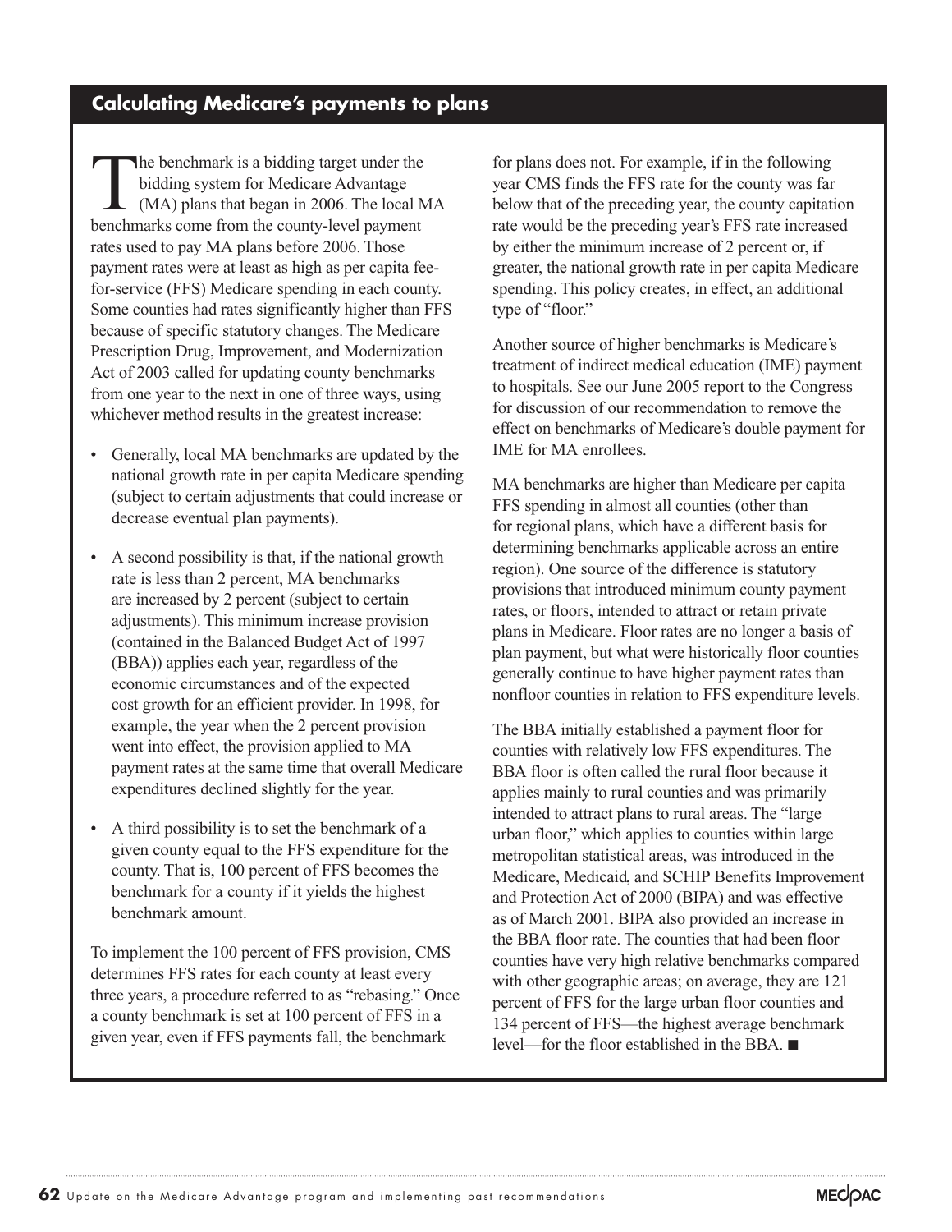## Calculating Medicare's payments to plans

The benchmark is a bidding target under the bidding system for Medicare Advantage (MA) plans that began in 2006. The local MA benchmarks come from the county-level payment rates used to pay MA plans before 2006. Those payment rates were at least as high as per capita fee-for-service (FFS) Medicare spending in each county. Some counties had rates significantly higher than FFS because of specific statutory changes. The Medicare Prescription Drug, Improvement, and Modernization Act of 2003 called for updating county benchmarks from one year to the next in one of three ways, using whichever method results in the greatest increase:

- Generally, local MA benchmarks are updated by the national growth rate in per capita Medicare spending (subject to certain adjustments that could increase or decrease eventual plan payments).
- A second possibility is that, if the national growth rate is less than 2 percent, MA benchmarks are increased by 2 percent (subject to certain adjustments). This minimum increase provision (contained in the Balanced Budget Act of 1997 (BBA)) applies each year, regardless of the economic circumstances and of the expected cost growth for an efficient provider. In 1998, for example, the year when the 2 percent provision went into effect, the provision applied to MA payment rates at the same time that overall Medicare expenditures declined slightly for the year.
- A third possibility is to set the benchmark of a given county equal to the FFS expenditure for the county. That is, 100 percent of FFS becomes the benchmark for a county if it yields the highest benchmark amount.

To implement the 100 percent of FFS provision, CMS determines FFS rates for each county at least every three years, a procedure referred to as "rebasing." Once a county benchmark is set at 100 percent of FFS in a given year, even if FFS payments fall, the benchmark for plans does not. For example, if in the following year CMS finds the FFS rate for the county was far below that of the preceding year, the county capitation rate would be the preceding year's FFS rate increased by either the minimum increase of 2 percent or, if greater, the national growth rate in per capita Medicare spending. This policy creates, in effect, an additional type of "floor."

Another source of higher benchmarks is Medicare's treatment of indirect medical education (IME) payment to hospitals. See our June 2005 report to the Congress for discussion of our recommendation to remove the effect on benchmarks of Medicare's double payment for IME for MA enrollees.

MA benchmarks are higher than Medicare per capita FFS spending in almost all counties (other than for regional plans, which have a different basis for determining benchmarks applicable across an entire region). One source of the difference is statutory provisions that introduced minimum county payment rates, or floors, intended to attract or retain private plans in Medicare. Floor rates are no longer a basis of plan payment, but what were historically floor counties generally continue to have higher payment rates than nonfloor counties in relation to FFS expenditure levels.

The BBA initially established a payment floor for counties with relatively low FFS expenditures. The BBA floor is often called the rural floor because it applies mainly to rural counties and was primarily intended to attract plans to rural areas. The "large urban floor," which applies to counties within large metropolitan statistical areas, was introduced in the Medicare, Medicaid, and SCHIP Benefits Improvement and Protection Act of 2000 (BIPA) and was effective as of March 2001. BIPA also provided an increase in the BBA floor rate. The counties that had been floor counties have very high relative benchmarks compared with other geographic areas; on average, they are 121 percent of FFS for the large urban floor counties and 134 percent of FFS—the highest average benchmark level—for the floor established in the BBA. ■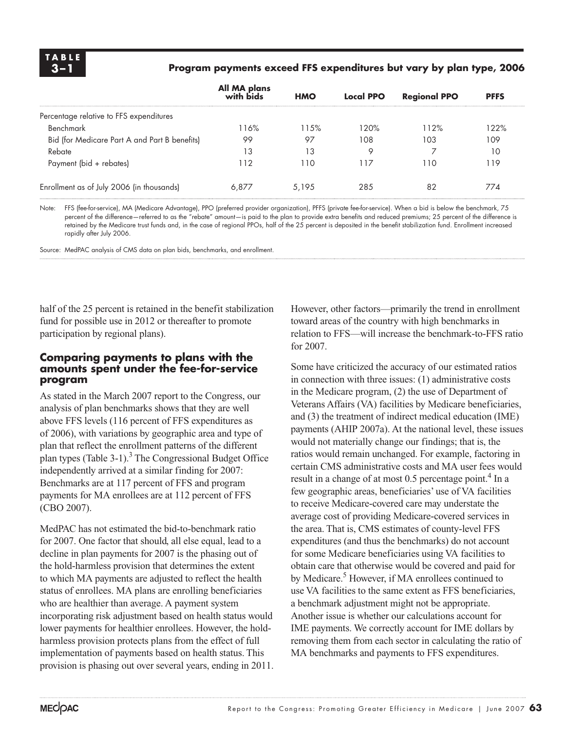**TABLE 3–1**

**Program payments exceed FFS expenditures but vary by plan type, 2006**

| | All MA plans with bids | HMO | Local PPO | Regional PPO | PFFS |
|---|---|---|---|---|---|
| Percentage relative to FFS expenditures | | | | | |
| Benchmark | 116% | 115% | 120% | 112% | 122% |
| Bid (for Medicare Part A and Part B benefits) | 99 | 97 | 108 | 103 | 109 |
| Rebate | 13 | 13 | 9 | 7 | 10 |
| Payment (bid + rebates) | 112 | 110 | 117 | 110 | 119 |
| Enrollment as of July 2006 (in thousands) | 6,877 | 5,195 | 285 | 82 | 774 |

Note: FFS (fee-for-service), MA (Medicare Advantage), PPO (preferred provider organization), PFFS (private fee-for-service). When a bid is below the benchmark, 75 percent of the difference—referred to as the "rebate" amount—is paid to the plan to provide extra benefits and reduced premiums; 25 percent of the difference is retained by the Medicare trust funds and, in the case of regional PPOs, half of the 25 percent is deposited in the benefit stabilization fund. Enrollment increased rapidly after July 2006.

Source: MedPAC analysis of CMS data on plan bids, benchmarks, and enrollment.

half of the 25 percent is retained in the benefit stabilization fund for possible use in 2012 or thereafter to promote participation by regional plans).

### Comparing payments to plans with the amounts spent under the fee-for-service program

As stated in the March 2007 report to the Congress, our analysis of plan benchmarks shows that they are well above FFS levels (116 percent of FFS expenditures as of 2006), with variations by geographic area and type of plan that reflect the enrollment patterns of the different plan types (Table 3-1).[3] The Congressional Budget Office independently arrived at a similar finding for 2007: Benchmarks are at 117 percent of FFS and program payments for MA enrollees are at 112 percent of FFS (CBO 2007).

MedPAC has not estimated the bid-to-benchmark ratio for 2007. One factor that should, all else equal, lead to a decline in plan payments for 2007 is the phasing out of the hold-harmless provision that determines the extent to which MA payments are adjusted to reflect the health status of enrollees. MA plans are enrolling beneficiaries who are healthier than average. A payment system incorporating risk adjustment based on health status would lower payments for healthier enrollees. However, the hold-harmless provision protects plans from the effect of full implementation of payments based on health status. This provision is phasing out over several years, ending in 2011. However, other factors—primarily the trend in enrollment toward areas of the country with high benchmarks in relation to FFS—will increase the benchmark-to-FFS ratio for 2007.

Some have criticized the accuracy of our estimated ratios in connection with three issues: (1) administrative costs in the Medicare program, (2) the use of Department of Veterans Affairs (VA) facilities by Medicare beneficiaries, and (3) the treatment of indirect medical education (IME) payments (AHIP 2007a). At the national level, these issues would not materially change our findings; that is, the ratios would remain unchanged. For example, factoring in certain CMS administrative costs and MA user fees would result in a change of at most 0.5 percentage point.[4] In a few geographic areas, beneficiaries' use of VA facilities to receive Medicare-covered care may understate the average cost of providing Medicare-covered services in the area. That is, CMS estimates of county-level FFS expenditures (and thus the benchmarks) do not account for some Medicare beneficiaries using VA facilities to obtain care that otherwise would be covered and paid for by Medicare.[5] However, if MA enrollees continued to use VA facilities to the same extent as FFS beneficiaries, a benchmark adjustment might not be appropriate. Another issue is whether our calculations account for IME payments. We correctly account for IME dollars by removing them from each sector in calculating the ratio of MA benchmarks and payments to FFS expenditures.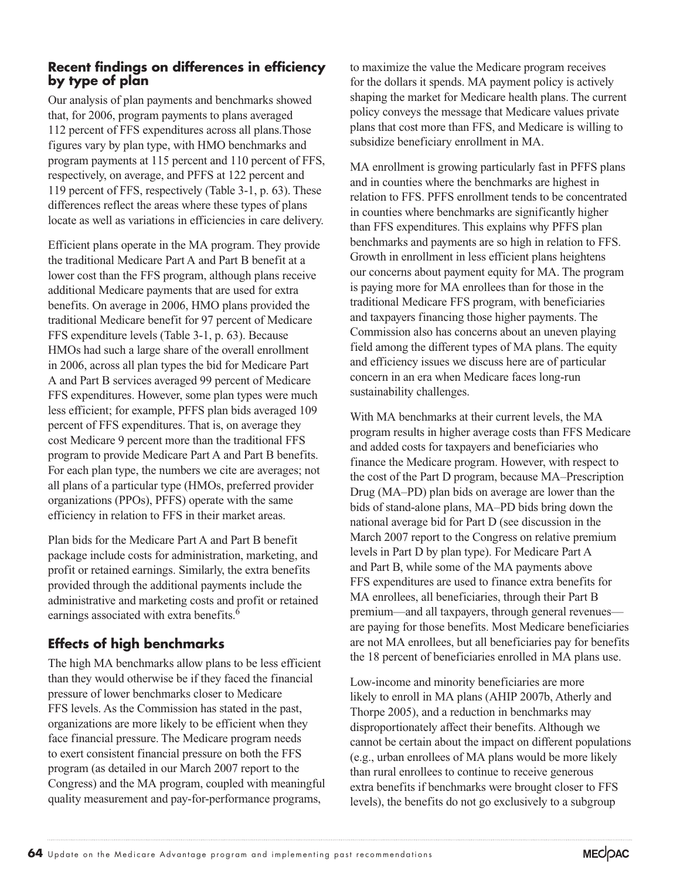### Recent findings on differences in efficiency by type of plan

Our analysis of plan payments and benchmarks showed that, for 2006, program payments to plans averaged 112 percent of FFS expenditures across all plans. Those figures vary by plan type, with HMO benchmarks and program payments at 115 percent and 110 percent of FFS, respectively, on average, and PFFS at 122 percent and 119 percent of FFS, respectively (Table 3-1, p. 63). These differences reflect the areas where these types of plans locate as well as variations in efficiencies in care delivery.

Efficient plans operate in the MA program. They provide the traditional Medicare Part A and Part B benefit at a lower cost than the FFS program, although plans receive additional Medicare payments that are used for extra benefits. On average in 2006, HMO plans provided the traditional Medicare benefit for 97 percent of Medicare FFS expenditure levels (Table 3-1, p. 63). Because HMOs had such a large share of the overall enrollment in 2006, across all plan types the bid for Medicare Part A and Part B services averaged 99 percent of Medicare FFS expenditures. However, some plan types were much less efficient; for example, PFFS plan bids averaged 109 percent of FFS expenditures. That is, on average they cost Medicare 9 percent more than the traditional FFS program to provide Medicare Part A and Part B benefits. For each plan type, the numbers we cite are averages; not all plans of a particular type (HMOs, preferred provider organizations (PPOs), PFFS) operate with the same efficiency in relation to FFS in their market areas.

Plan bids for the Medicare Part A and Part B benefit package include costs for administration, marketing, and profit or retained earnings. Similarly, the extra benefits provided through the additional payments include the administrative and marketing costs and profit or retained earnings associated with extra benefits.[6]

## Effects of high benchmarks

The high MA benchmarks allow plans to be less efficient than they would otherwise be if they faced the financial pressure of lower benchmarks closer to Medicare FFS levels. As the Commission has stated in the past, organizations are more likely to be efficient when they face financial pressure. The Medicare program needs to exert consistent financial pressure on both the FFS program (as detailed in our March 2007 report to the Congress) and the MA program, coupled with meaningful quality measurement and pay-for-performance programs, to maximize the value the Medicare program receives for the dollars it spends. MA payment policy is actively shaping the market for Medicare health plans. The current policy conveys the message that Medicare values private plans that cost more than FFS, and Medicare is willing to subsidize beneficiary enrollment in MA.

MA enrollment is growing particularly fast in PFFS plans and in counties where the benchmarks are highest in relation to FFS. PFFS enrollment tends to be concentrated in counties where benchmarks are significantly higher than FFS expenditures. This explains why PFFS plan benchmarks and payments are so high in relation to FFS. Growth in enrollment in less efficient plans heightens our concerns about payment equity for MA. The program is paying more for MA enrollees than for those in the traditional Medicare FFS program, with beneficiaries and taxpayers financing those higher payments. The Commission also has concerns about an uneven playing field among the different types of MA plans. The equity and efficiency issues we discuss here are of particular concern in an era when Medicare faces long-run sustainability challenges.

With MA benchmarks at their current levels, the MA program results in higher average costs than FFS Medicare and added costs for taxpayers and beneficiaries who finance the Medicare program. However, with respect to the cost of the Part D program, because MA–Prescription Drug (MA–PD) plan bids on average are lower than the bids of stand-alone plans, MA–PD bids bring down the national average bid for Part D (see discussion in the March 2007 report to the Congress on relative premium levels in Part D by plan type). For Medicare Part A and Part B, while some of the MA payments above FFS expenditures are used to finance extra benefits for MA enrollees, all beneficiaries, through their Part B premium—and all taxpayers, through general revenues—are paying for those benefits. Most Medicare beneficiaries are not MA enrollees, but all beneficiaries pay for benefits the 18 percent of beneficiaries enrolled in MA plans use.

Low-income and minority beneficiaries are more likely to enroll in MA plans (AHIP 2007b, Atherly and Thorpe 2005), and a reduction in benchmarks may disproportionately affect their benefits. Although we cannot be certain about the impact on different populations (e.g., urban enrollees of MA plans would be more likely than rural enrollees to continue to receive generous extra benefits if benchmarks were brought closer to FFS levels), the benefits do not go exclusively to a subgroup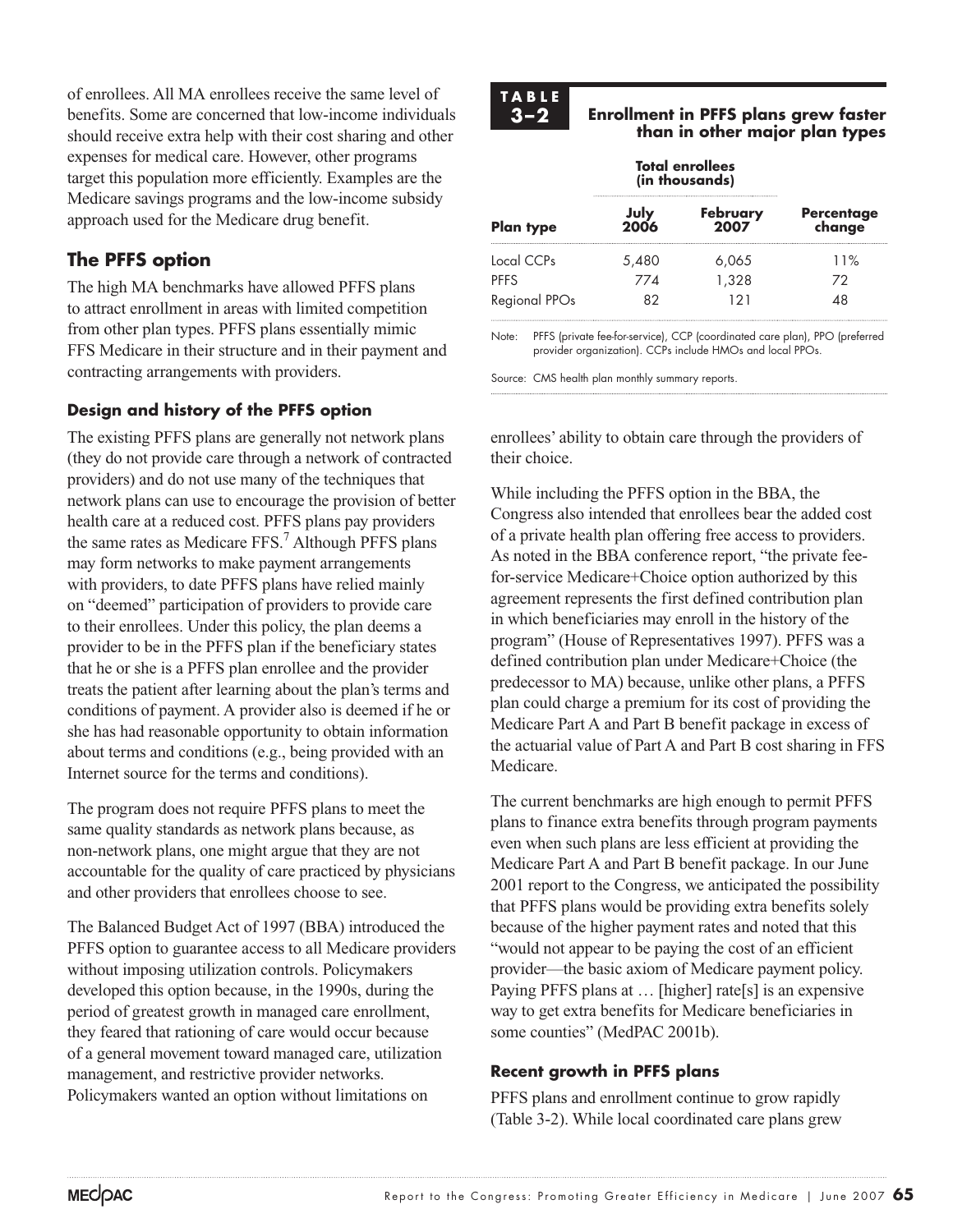of enrollees. All MA enrollees receive the same level of benefits. Some are concerned that low-income individuals should receive extra help with their cost sharing and other expenses for medical care. However, other programs target this population more efficiently. Examples are the Medicare savings programs and the low-income subsidy approach used for the Medicare drug benefit.

## The PFFS option

The high MA benchmarks have allowed PFFS plans to attract enrollment in areas with limited competition from other plan types. PFFS plans essentially mimic FFS Medicare in their structure and in their payment and contracting arrangements with providers.

### Design and history of the PFFS option

The existing PFFS plans are generally not network plans (they do not provide care through a network of contracted providers) and do not use many of the techniques that network plans can use to encourage the provision of better health care at a reduced cost. PFFS plans pay providers the same rates as Medicare FFS.[7] Although PFFS plans may form networks to make payment arrangements with providers, to date PFFS plans have relied mainly on "deemed" participation of providers to provide care to their enrollees. Under this policy, the plan deems a provider to be in the PFFS plan if the beneficiary states that he or she is a PFFS plan enrollee and the provider treats the patient after learning about the plan's terms and conditions of payment. A provider also is deemed if he or she has had reasonable opportunity to obtain information about terms and conditions (e.g., being provided with an Internet source for the terms and conditions).

The program does not require PFFS plans to meet the same quality standards as network plans because, as non-network plans, one might argue that they are not accountable for the quality of care practiced by physicians and other providers that enrollees choose to see.

The Balanced Budget Act of 1997 (BBA) introduced the PFFS option to guarantee access to all Medicare providers without imposing utilization controls. Policymakers developed this option because, in the 1990s, during the period of greatest growth in managed care enrollment, they feared that rationing of care would occur because of a general movement toward managed care, utilization management, and restrictive provider networks. Policymakers wanted an option without limitations on enrollees' ability to obtain care through the providers of their choice.

**TABLE 3–2**

**Enrollment in PFFS plans grew faster than in other major plan types**

| | Total enrollees (in thousands) | | |
|---|---|---|---|
| **Plan type** | **July 2006** | **February 2007** | **Percentage change** |
| Local CCPs | 5,480 | 6,065 | 11% |
| PFFS | 774 | 1,328 | 72 |
| Regional PPOs | 82 | 121 | 48 |

Note: PFFS (private fee-for-service), CCP (coordinated care plan), PPO (preferred provider organization). CCPs include HMOs and local PPOs.

Source: CMS health plan monthly summary reports.

While including the PFFS option in the BBA, the Congress also intended that enrollees bear the added cost of a private health plan offering free access to providers. As noted in the BBA conference report, "the private fee-for-service Medicare+Choice option authorized by this agreement represents the first defined contribution plan in which beneficiaries may enroll in the history of the program" (House of Representatives 1997). PFFS was a defined contribution plan under Medicare+Choice (the predecessor to MA) because, unlike other plans, a PFFS plan could charge a premium for its cost of providing the Medicare Part A and Part B benefit package in excess of the actuarial value of Part A and Part B cost sharing in FFS Medicare.

The current benchmarks are high enough to permit PFFS plans to finance extra benefits through program payments even when such plans are less efficient at providing the Medicare Part A and Part B benefit package. In our June 2001 report to the Congress, we anticipated the possibility that PFFS plans would be providing extra benefits solely because of the higher payment rates and noted that this "would not appear to be paying the cost of an efficient provider—the basic axiom of Medicare payment policy. Paying PFFS plans at … [higher] rate[s] is an expensive way to get extra benefits for Medicare beneficiaries in some counties" (MedPAC 2001b).

### Recent growth in PFFS plans

PFFS plans and enrollment continue to grow rapidly (Table 3-2). While local coordinated care plans grew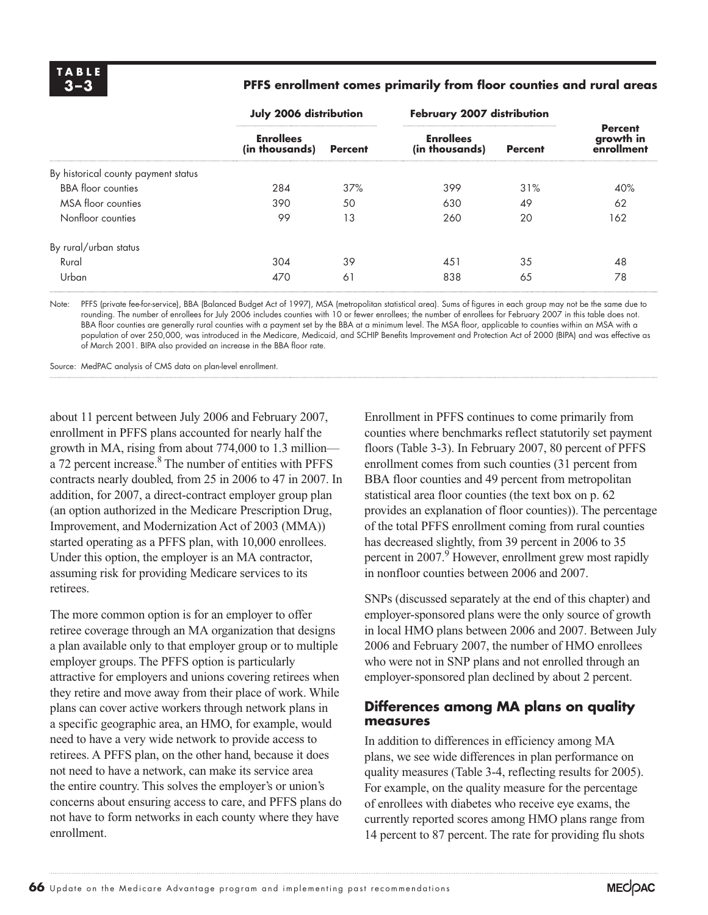**TABLE 3–3**

**PFFS enrollment comes primarily from floor counties and rural areas**

| | July 2006 distribution | | February 2007 distribution | | |
|---|---|---|---|---|---|
| | **Enrollees (in thousands)** | **Percent** | **Enrollees (in thousands)** | **Percent** | **Percent growth in enrollment** |
| By historical county payment status | | | | | |
| BBA floor counties | 284 | 37% | 399 | 31% | 40% |
| MSA floor counties | 390 | 50 | 630 | 49 | 62 |
| Nonfloor counties | 99 | 13 | 260 | 20 | 162 |
| By rural/urban status | | | | | |
| Rural | 304 | 39 | 451 | 35 | 48 |
| Urban | 470 | 61 | 838 | 65 | 78 |

Note: PFFS (private fee-for-service), BBA (Balanced Budget Act of 1997), MSA (metropolitan statistical area). Sums of figures in each group may not be the same due to rounding. The number of enrollees for July 2006 includes counties with 10 or fewer enrollees; the number of enrollees for February 2007 in this table does not. BBA floor counties are generally rural counties with a payment set by the BBA at a minimum level. The MSA floor, applicable to counties within an MSA with a population of over 250,000, was introduced in the Medicare, Medicaid, and SCHIP Benefits Improvement and Protection Act of 2000 (BIPA) and was effective as of March 2001. BIPA also provided an increase in the BBA floor rate.

Source: MedPAC analysis of CMS data on plan-level enrollment.

about 11 percent between July 2006 and February 2007, enrollment in PFFS plans accounted for nearly half the growth in MA, rising from about 774,000 to 1.3 million—a 72 percent increase.[8] The number of entities with PFFS contracts nearly doubled, from 25 in 2006 to 47 in 2007. In addition, for 2007, a direct-contract employer group plan (an option authorized in the Medicare Prescription Drug, Improvement, and Modernization Act of 2003 (MMA)) started operating as a PFFS plan, with 10,000 enrollees. Under this option, the employer is an MA contractor, assuming risk for providing Medicare services to its retirees.

The more common option is for an employer to offer retiree coverage through an MA organization that designs a plan available only to that employer group or to multiple employer groups. The PFFS option is particularly attractive for employers and unions covering retirees when they retire and move away from their place of work. While plans can cover active workers through network plans in a specific geographic area, an HMO, for example, would need to have a very wide network to provide access to retirees. A PFFS plan, on the other hand, because it does not need to have a network, can make its service area the entire country. This solves the employer's or union's concerns about ensuring access to care, and PFFS plans do not have to form networks in each county where they have enrollment.

Enrollment in PFFS continues to come primarily from counties where benchmarks reflect statutorily set payment floors (Table 3-3). In February 2007, 80 percent of PFFS enrollment comes from such counties (31 percent from BBA floor counties and 49 percent from metropolitan statistical area floor counties (the text box on p. 62 provides an explanation of floor counties)). The percentage of the total PFFS enrollment coming from rural counties has decreased slightly, from 39 percent in 2006 to 35 percent in 2007.[9] However, enrollment grew most rapidly in nonfloor counties between 2006 and 2007.

SNPs (discussed separately at the end of this chapter) and employer-sponsored plans were the only source of growth in local HMO plans between 2006 and 2007. Between July 2006 and February 2007, the number of HMO enrollees who were not in SNP plans and not enrolled through an employer-sponsored plan declined by about 2 percent.

### Differences among MA plans on quality measures

In addition to differences in efficiency among MA plans, we see wide differences in plan performance on quality measures (Table 3-4, reflecting results for 2005). For example, on the quality measure for the percentage of enrollees with diabetes who receive eye exams, the currently reported scores among HMO plans range from 14 percent to 87 percent. The rate for providing flu shots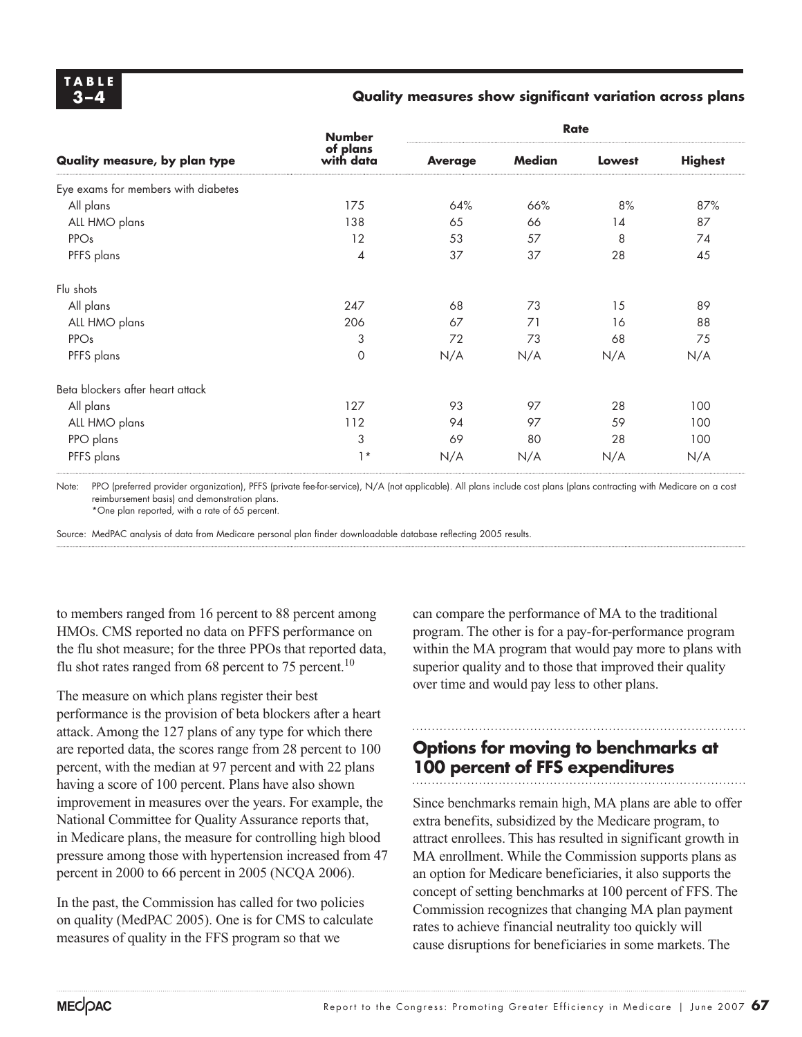**TABLE 3–4**

**Quality measures show significant variation across plans**

| Quality measure, by plan type | Number of plans with data | Rate | | | |
|---|---|---|---|---|---|
| | | Average | Median | Lowest | Highest |
| Eye exams for members with diabetes | | | | | |
| All plans | 175 | 64% | 66% | 8% | 87% |
| ALL HMO plans | 138 | 65 | 66 | 14 | 87 |
| PPOs | 12 | 53 | 57 | 8 | 74 |
| PFFS plans | 4 | 37 | 37 | 28 | 45 |
| Flu shots | | | | | |
| All plans | 247 | 68 | 73 | 15 | 89 |
| ALL HMO plans | 206 | 67 | 71 | 16 | 88 |
| PPOs | 3 | 72 | 73 | 68 | 75 |
| PFFS plans | 0 | N/A | N/A | N/A | N/A |
| Beta blockers after heart attack | | | | | |
| All plans | 127 | 93 | 97 | 28 | 100 |
| ALL HMO plans | 112 | 94 | 97 | 59 | 100 |
| PPO plans | 3 | 69 | 80 | 28 | 100 |
| PFFS plans | 1* | N/A | N/A | N/A | N/A |

Note: PPO (preferred provider organization), PFFS (private fee-for-service), N/A (not applicable). All plans include cost plans (plans contracting with Medicare on a cost reimbursement basis) and demonstration plans.
*One plan reported, with a rate of 65 percent.

Source: MedPAC analysis of data from Medicare personal plan finder downloadable database reflecting 2005 results.

to members ranged from 16 percent to 88 percent among HMOs. CMS reported no data on PFFS performance on the flu shot measure; for the three PPOs that reported data, flu shot rates ranged from 68 percent to 75 percent.[10]

The measure on which plans register their best performance is the provision of beta blockers after a heart attack. Among the 127 plans of any type for which there are reported data, the scores range from 28 percent to 100 percent, with the median at 97 percent and with 22 plans having a score of 100 percent. Plans have also shown improvement in measures over the years. For example, the National Committee for Quality Assurance reports that, in Medicare plans, the measure for controlling high blood pressure among those with hypertension increased from 47 percent in 2000 to 66 percent in 2005 (NCQA 2006).

In the past, the Commission has called for two policies on quality (MedPAC 2005). One is for CMS to calculate measures of quality in the FFS program so that we can compare the performance of MA to the traditional program. The other is for a pay-for-performance program within the MA program that would pay more to plans with superior quality and to those that improved their quality over time and would pay less to other plans.

## Options for moving to benchmarks at 100 percent of FFS expenditures

Since benchmarks remain high, MA plans are able to offer extra benefits, subsidized by the Medicare program, to attract enrollees. This has resulted in significant growth in MA enrollment. While the Commission supports plans as an option for Medicare beneficiaries, it also supports the concept of setting benchmarks at 100 percent of FFS. The Commission recognizes that changing MA plan payment rates to achieve financial neutrality too quickly will cause disruptions for beneficiaries in some markets. The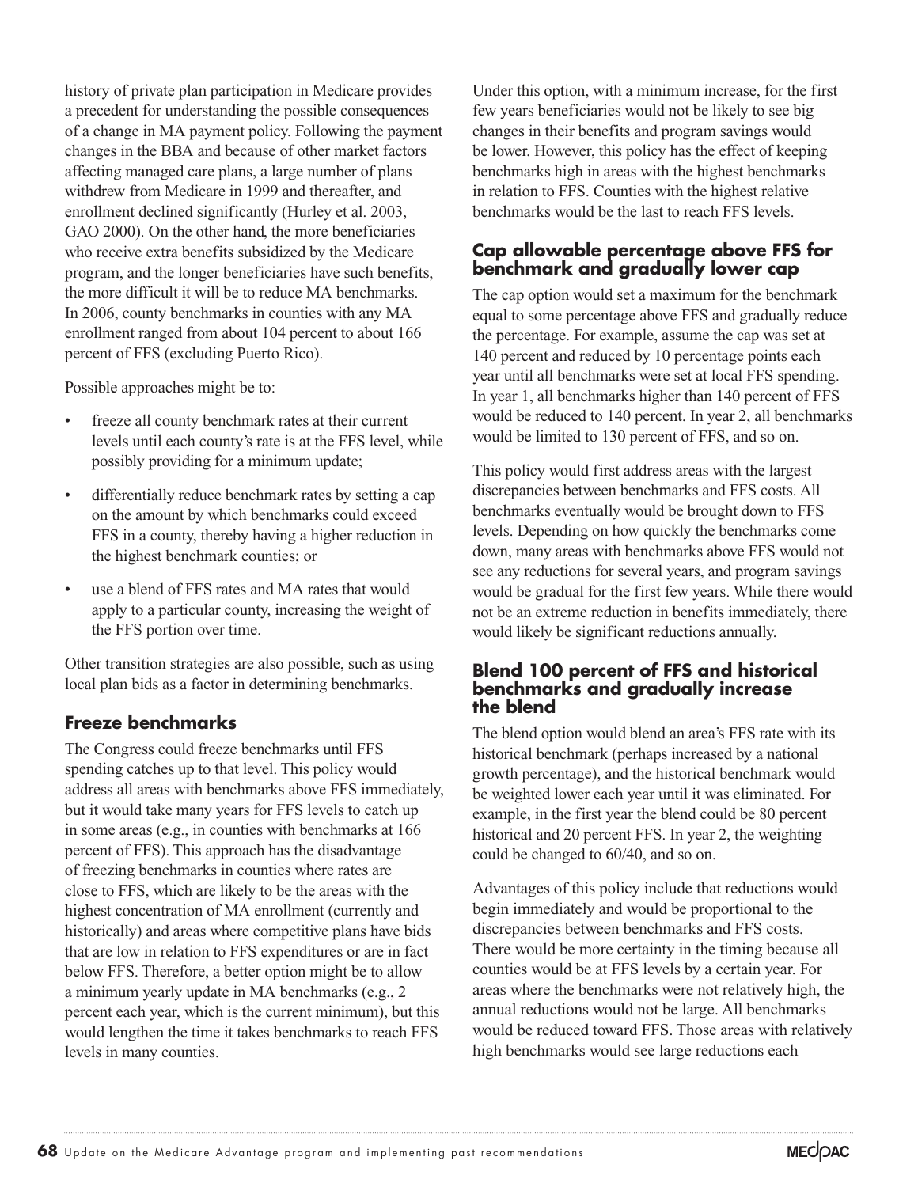history of private plan participation in Medicare provides a precedent for understanding the possible consequences of a change in MA payment policy. Following the payment changes in the BBA and because of other market factors affecting managed care plans, a large number of plans withdrew from Medicare in 1999 and thereafter, and enrollment declined significantly (Hurley et al. 2003, GAO 2000). On the other hand, the more beneficiaries who receive extra benefits subsidized by the Medicare program, and the longer beneficiaries have such benefits, the more difficult it will be to reduce MA benchmarks. In 2006, county benchmarks in counties with any MA enrollment ranged from about 104 percent to about 166 percent of FFS (excluding Puerto Rico).

Possible approaches might be to:

- freeze all county benchmark rates at their current levels until each county's rate is at the FFS level, while possibly providing for a minimum update;
- differentially reduce benchmark rates by setting a cap on the amount by which benchmarks could exceed FFS in a county, thereby having a higher reduction in the highest benchmark counties; or
- use a blend of FFS rates and MA rates that would apply to a particular county, increasing the weight of the FFS portion over time.

Other transition strategies are also possible, such as using local plan bids as a factor in determining benchmarks.

### Freeze benchmarks

The Congress could freeze benchmarks until FFS spending catches up to that level. This policy would address all areas with benchmarks above FFS immediately, but it would take many years for FFS levels to catch up in some areas (e.g., in counties with benchmarks at 166 percent of FFS). This approach has the disadvantage of freezing benchmarks in counties where rates are close to FFS, which are likely to be the areas with the highest concentration of MA enrollment (currently and historically) and areas where competitive plans have bids that are low in relation to FFS expenditures or are in fact below FFS. Therefore, a better option might be to allow a minimum yearly update in MA benchmarks (e.g., 2 percent each year, which is the current minimum), but this would lengthen the time it takes benchmarks to reach FFS levels in many counties.

Under this option, with a minimum increase, for the first few years beneficiaries would not be likely to see big changes in their benefits and program savings would be lower. However, this policy has the effect of keeping benchmarks high in areas with the highest benchmarks in relation to FFS. Counties with the highest relative benchmarks would be the last to reach FFS levels.

### Cap allowable percentage above FFS for benchmark and gradually lower cap

The cap option would set a maximum for the benchmark equal to some percentage above FFS and gradually reduce the percentage. For example, assume the cap was set at 140 percent and reduced by 10 percentage points each year until all benchmarks were set at local FFS spending. In year 1, all benchmarks higher than 140 percent of FFS would be reduced to 140 percent. In year 2, all benchmarks would be limited to 130 percent of FFS, and so on.

This policy would first address areas with the largest discrepancies between benchmarks and FFS costs. All benchmarks eventually would be brought down to FFS levels. Depending on how quickly the benchmarks come down, many areas with benchmarks above FFS would not see any reductions for several years, and program savings would be gradual for the first few years. While there would not be an extreme reduction in benefits immediately, there would likely be significant reductions annually.

### Blend 100 percent of FFS and historical benchmarks and gradually increase the blend

The blend option would blend an area's FFS rate with its historical benchmark (perhaps increased by a national growth percentage), and the historical benchmark would be weighted lower each year until it was eliminated. For example, in the first year the blend could be 80 percent historical and 20 percent FFS. In year 2, the weighting could be changed to 60/40, and so on.

Advantages of this policy include that reductions would begin immediately and would be proportional to the discrepancies between benchmarks and FFS costs. There would be more certainty in the timing because all counties would be at FFS levels by a certain year. For areas where the benchmarks were not relatively high, the annual reductions would not be large. All benchmarks would be reduced toward FFS. Those areas with relatively high benchmarks would see large reductions each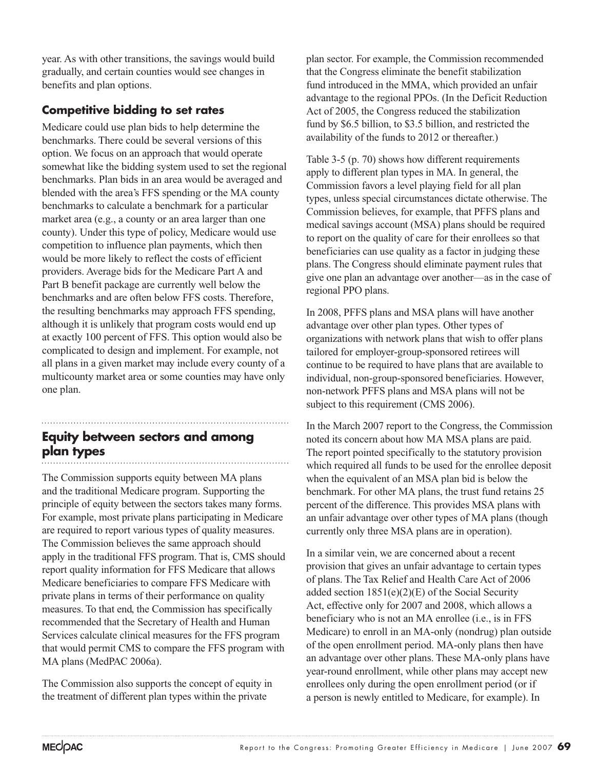year. As with other transitions, the savings would build gradually, and certain counties would see changes in benefits and plan options.

### Competitive bidding to set rates

Medicare could use plan bids to help determine the benchmarks. There could be several versions of this option. We focus on an approach that would operate somewhat like the bidding system used to set the regional benchmarks. Plan bids in an area would be averaged and blended with the area's FFS spending or the MA county benchmarks to calculate a benchmark for a particular market area (e.g., a county or an area larger than one county). Under this type of policy, Medicare would use competition to influence plan payments, which then would be more likely to reflect the costs of efficient providers. Average bids for the Medicare Part A and Part B benefit package are currently well below the benchmarks and are often below FFS costs. Therefore, the resulting benchmarks may approach FFS spending, although it is unlikely that program costs would end up at exactly 100 percent of FFS. This option would also be complicated to design and implement. For example, not all plans in a given market may include every county of a multicounty market area or some counties may have only one plan.

## Equity between sectors and among plan types

The Commission supports equity between MA plans and the traditional Medicare program. Supporting the principle of equity between the sectors takes many forms. For example, most private plans participating in Medicare are required to report various types of quality measures. The Commission believes the same approach should apply in the traditional FFS program. That is, CMS should report quality information for FFS Medicare that allows Medicare beneficiaries to compare FFS Medicare with private plans in terms of their performance on quality measures. To that end, the Commission has specifically recommended that the Secretary of Health and Human Services calculate clinical measures for the FFS program that would permit CMS to compare the FFS program with MA plans (MedPAC 2006a).

The Commission also supports the concept of equity in the treatment of different plan types within the private plan sector. For example, the Commission recommended that the Congress eliminate the benefit stabilization fund introduced in the MMA, which provided an unfair advantage to the regional PPOs. (In the Deficit Reduction Act of 2005, the Congress reduced the stabilization fund by $6.5 billion, to $3.5 billion, and restricted the availability of the funds to 2012 or thereafter.)

Table 3-5 (p. 70) shows how different requirements apply to different plan types in MA. In general, the Commission favors a level playing field for all plan types, unless special circumstances dictate otherwise. The Commission believes, for example, that PFFS plans and medical savings account (MSA) plans should be required to report on the quality of care for their enrollees so that beneficiaries can use quality as a factor in judging these plans. The Congress should eliminate payment rules that give one plan an advantage over another—as in the case of regional PPO plans.

In 2008, PFFS plans and MSA plans will have another advantage over other plan types. Other types of organizations with network plans that wish to offer plans tailored for employer-group-sponsored retirees will continue to be required to have plans that are available to individual, non-group-sponsored beneficiaries. However, non-network PFFS plans and MSA plans will not be subject to this requirement (CMS 2006).

In the March 2007 report to the Congress, the Commission noted its concern about how MA MSA plans are paid. The report pointed specifically to the statutory provision which required all funds to be used for the enrollee deposit when the equivalent of an MSA plan bid is below the benchmark. For other MA plans, the trust fund retains 25 percent of the difference. This provides MSA plans with an unfair advantage over other types of MA plans (though currently only three MSA plans are in operation).

In a similar vein, we are concerned about a recent provision that gives an unfair advantage to certain types of plans. The Tax Relief and Health Care Act of 2006 added section 1851(e)(2)(E) of the Social Security Act, effective only for 2007 and 2008, which allows a beneficiary who is not an MA enrollee (i.e., is in FFS Medicare) to enroll in an MA-only (nondrug) plan outside of the open enrollment period. MA-only plans then have an advantage over other plans. These MA-only plans have year-round enrollment, while other plans may accept new enrollees only during the open enrollment period (or if a person is newly entitled to Medicare, for example). In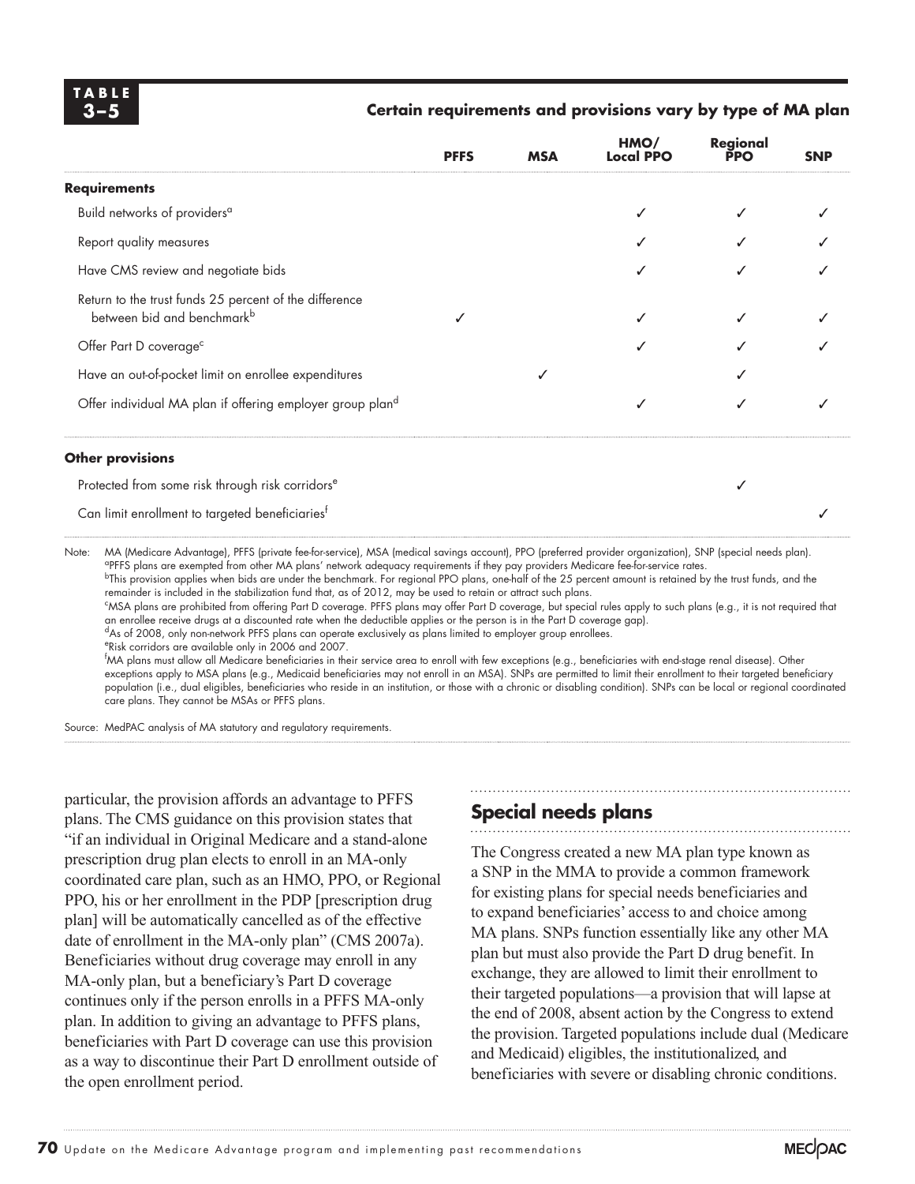**TABLE 3–5**

**Certain requirements and provisions vary by type of MA plan**

| | PFFS | MSA | HMO/ Local PPO | Regional PPO | SNP |
|---|---|---|---|---|---|
| **Requirements** | | | | | |
| Build networks of providers[a] | | | ✓ | ✓ | ✓ |
| Report quality measures | | | ✓ | ✓ | ✓ |
| Have CMS review and negotiate bids | | | ✓ | ✓ | ✓ |
| Return to the trust funds 25 percent of the difference between bid and benchmark[b] | ✓ | | ✓ | ✓ | ✓ |
| Offer Part D coverage[c] | | | ✓ | ✓ | ✓ |
| Have an out-of-pocket limit on enrollee expenditures | | ✓ | | ✓ | |
| Offer individual MA plan if offering employer group plan[d] | | | ✓ | ✓ | ✓ |
| **Other provisions** | | | | | |
| Protected from some risk through risk corridors[e] | | | | ✓ | |
| Can limit enrollment to targeted beneficiaries[f] | | | | | ✓ |

Note: MA (Medicare Advantage), PFFS (private fee-for-service), MSA (medical savings account), PPO (preferred provider organization), SNP (special needs plan).
[a]PFFS plans are exempted from other MA plans' network adequacy requirements if they pay providers Medicare fee-for-service rates.
[b]This provision applies when bids are under the benchmark. For regional PPO plans, one-half of the 25 percent amount is retained by the trust funds, and the remainder is included in the stabilization fund that, as of 2012, may be used to retain or attract such plans.
[c]MSA plans are prohibited from offering Part D coverage. PFFS plans may offer Part D coverage, but special rules apply to such plans (e.g., it is not required that an enrollee receive drugs at a discounted rate when the deductible applies or the person is in the Part D coverage gap).
[d]As of 2008, only non-network PFFS plans can operate exclusively as plans limited to employer group enrollees.
[e]Risk corridors are available only in 2006 and 2007.
[f]MA plans must allow all Medicare beneficiaries in their service area to enroll with few exceptions (e.g., beneficiaries with end-stage renal disease). Other exceptions apply to MSA plans (e.g., Medicaid beneficiaries may not enroll in an MSA). SNPs are permitted to limit their enrollment to their targeted beneficiary population (i.e., dual eligibles, beneficiaries who reside in an institution, or those with a chronic or disabling condition). SNPs can be local or regional coordinated care plans. They cannot be MSAs or PFFS plans.

Source: MedPAC analysis of MA statutory and regulatory requirements.

particular, the provision affords an advantage to PFFS plans. The CMS guidance on this provision states that "if an individual in Original Medicare and a stand-alone prescription drug plan elects to enroll in an MA-only coordinated care plan, such as an HMO, PPO, or Regional PPO, his or her enrollment in the PDP [prescription drug plan] will be automatically cancelled as of the effective date of enrollment in the MA-only plan" (CMS 2007a). Beneficiaries without drug coverage may enroll in any MA-only plan, but a beneficiary's Part D coverage continues only if the person enrolls in a PFFS MA-only plan. In addition to giving an advantage to PFFS plans, beneficiaries with Part D coverage can use this provision as a way to discontinue their Part D enrollment outside of the open enrollment period.

## Special needs plans

The Congress created a new MA plan type known as a SNP in the MMA to provide a common framework for existing plans for special needs beneficiaries and to expand beneficiaries' access to and choice among MA plans. SNPs function essentially like any other MA plan but must also provide the Part D drug benefit. In exchange, they are allowed to limit their enrollment to their targeted populations—a provision that will lapse at the end of 2008, absent action by the Congress to extend the provision. Targeted populations include dual (Medicare and Medicaid) eligibles, the institutionalized, and beneficiaries with severe or disabling chronic conditions.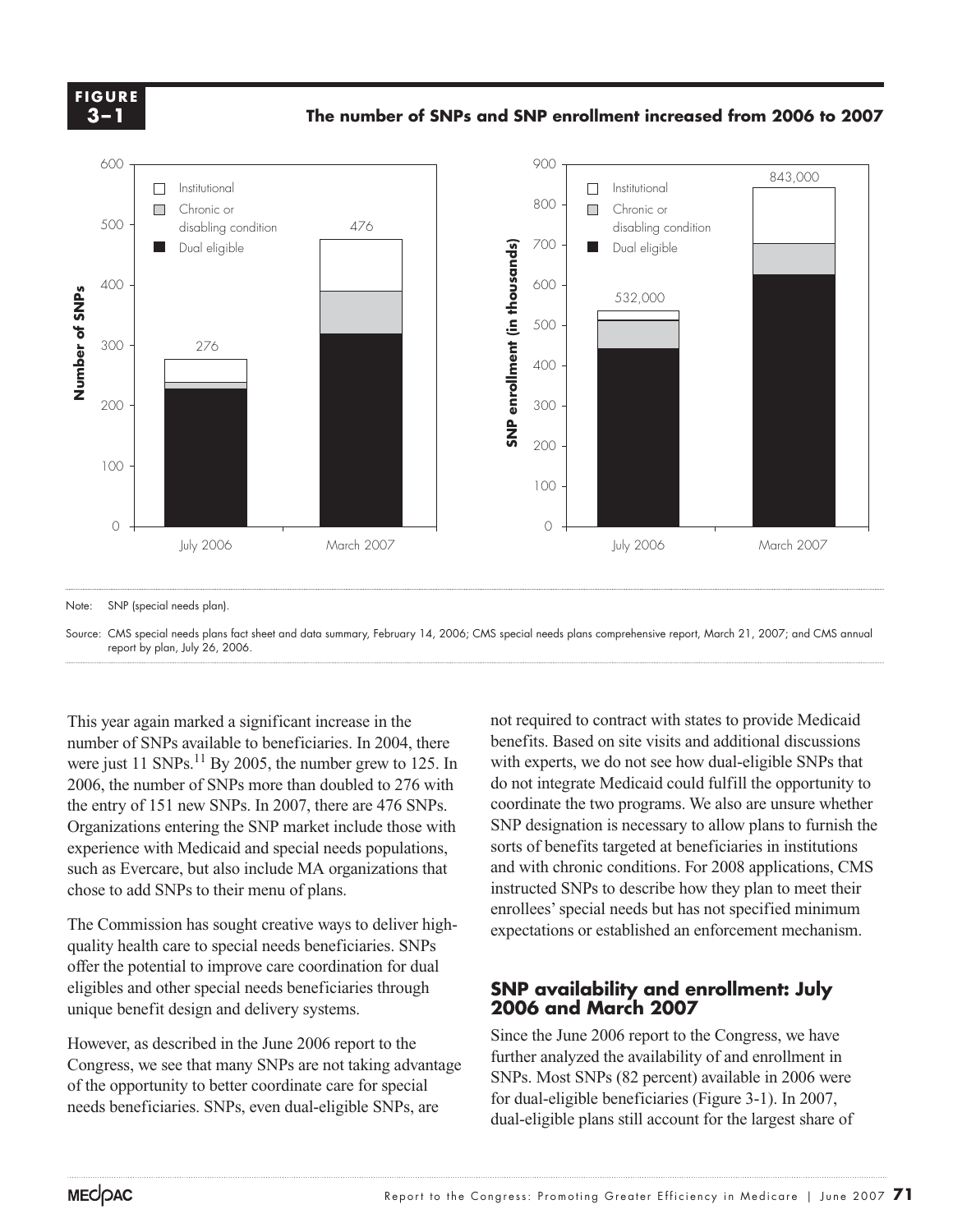**FIGURE 3–1**

**The number of SNPs and SNP enrollment increased from 2006 to 2007**

Note: SNP (special needs plan).

Source: CMS special needs plans fact sheet and data summary, February 14, 2006; CMS special needs plans comprehensive report, March 21, 2007; and CMS annual report by plan, July 26, 2006.

This year again marked a significant increase in the number of SNPs available to beneficiaries. In 2004, there were just 11 SNPs.[11] By 2005, the number grew to 125. In 2006, the number of SNPs more than doubled to 276 with the entry of 151 new SNPs. In 2007, there are 476 SNPs. Organizations entering the SNP market include those with experience with Medicaid and special needs populations, such as Evercare, but also include MA organizations that chose to add SNPs to their menu of plans.

The Commission has sought creative ways to deliver high-quality health care to special needs beneficiaries. SNPs offer the potential to improve care coordination for dual eligibles and other special needs beneficiaries through unique benefit design and delivery systems.

However, as described in the June 2006 report to the Congress, we see that many SNPs are not taking advantage of the opportunity to better coordinate care for special needs beneficiaries. SNPs, even dual-eligible SNPs, are not required to contract with states to provide Medicaid benefits. Based on site visits and additional discussions with experts, we do not see how dual-eligible SNPs that do not integrate Medicaid could fulfill the opportunity to coordinate the two programs. We also are unsure whether SNP designation is necessary to allow plans to furnish the sorts of benefits targeted at beneficiaries in institutions and with chronic conditions. For 2008 applications, CMS instructed SNPs to describe how they plan to meet their enrollees' special needs but has not specified minimum expectations or established an enforcement mechanism.

## SNP availability and enrollment: July 2006 and March 2007

Since the June 2006 report to the Congress, we have further analyzed the availability of and enrollment in SNPs. Most SNPs (82 percent) available in 2006 were for dual-eligible beneficiaries (Figure 3-1). In 2007, dual-eligible plans still account for the largest share of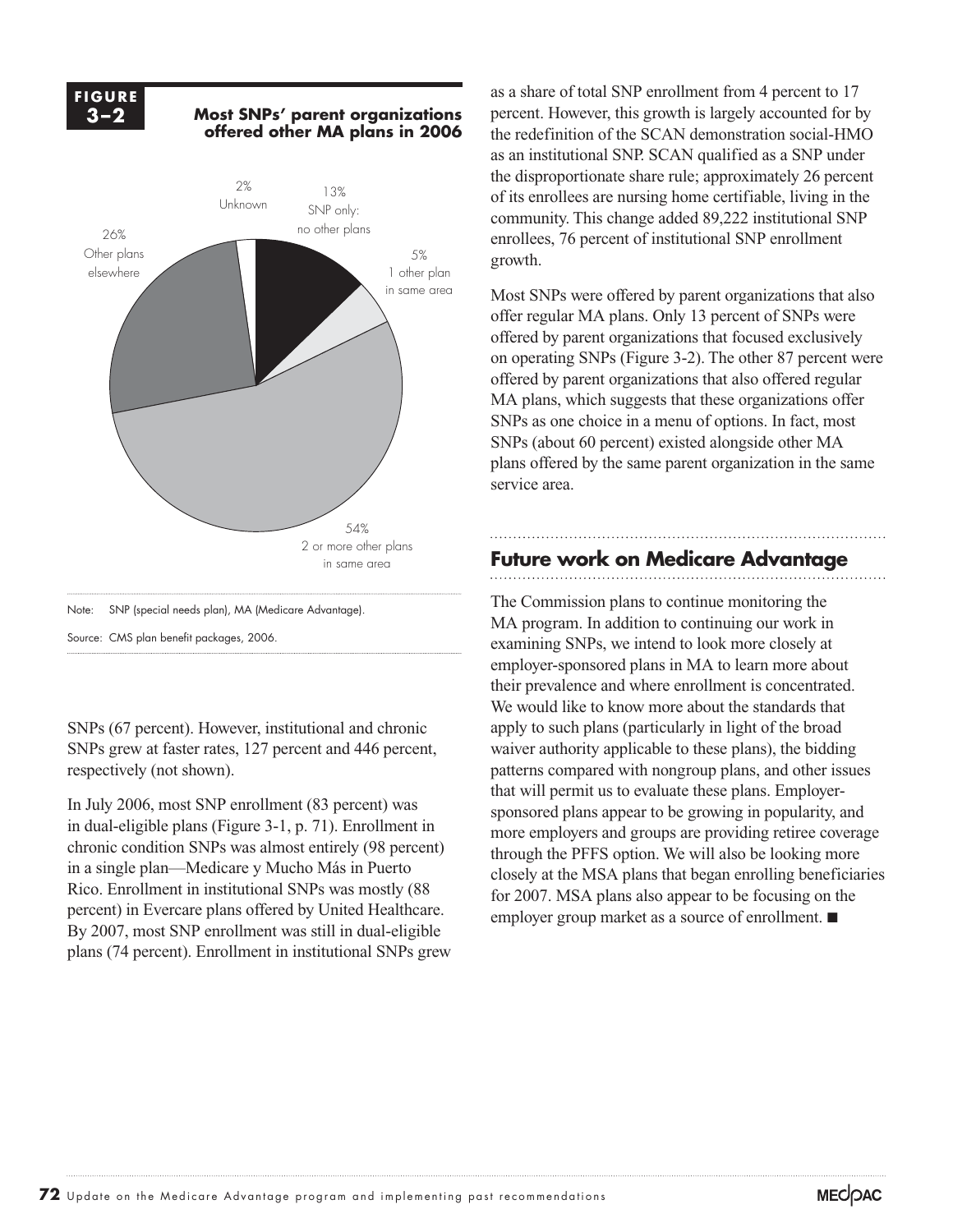**FIGURE 3–2**

**Most SNPs' parent organizations offered other MA plans in 2006**

2% Unknown

13% SNP only: no other plans

5% 1 other plan in same area

54% 2 or more other plans in same area

26% Other plans elsewhere

Note: SNP (special needs plan), MA (Medicare Advantage).

Source: CMS plan benefit packages, 2006.

SNPs (67 percent). However, institutional and chronic SNPs grew at faster rates, 127 percent and 446 percent, respectively (not shown).

In July 2006, most SNP enrollment (83 percent) was in dual-eligible plans (Figure 3-1, p. 71). Enrollment in chronic condition SNPs was almost entirely (98 percent) in a single plan—Medicare y Mucho Más in Puerto Rico. Enrollment in institutional SNPs was mostly (88 percent) in Evercare plans offered by United Healthcare. By 2007, most SNP enrollment was still in dual-eligible plans (74 percent). Enrollment in institutional SNPs grew as a share of total SNP enrollment from 4 percent to 17 percent. However, this growth is largely accounted for by the redefinition of the SCAN demonstration social-HMO as an institutional SNP. SCAN qualified as a SNP under the disproportionate share rule; approximately 26 percent of its enrollees are nursing home certifiable, living in the community. This change added 89,222 institutional SNP enrollees, 76 percent of institutional SNP enrollment growth.

Most SNPs were offered by parent organizations that also offer regular MA plans. Only 13 percent of SNPs were offered by parent organizations that focused exclusively on operating SNPs (Figure 3-2). The other 87 percent were offered by parent organizations that also offered regular MA plans, which suggests that these organizations offer SNPs as one choice in a menu of options. In fact, most SNPs (about 60 percent) existed alongside other MA plans offered by the same parent organization in the same service area.

## Future work on Medicare Advantage

The Commission plans to continue monitoring the MA program. In addition to continuing our work in examining SNPs, we intend to look more closely at employer-sponsored plans in MA to learn more about their prevalence and where enrollment is concentrated. We would like to know more about the standards that apply to such plans (particularly in light of the broad waiver authority applicable to these plans), the bidding patterns compared with nongroup plans, and other issues that will permit us to evaluate these plans. Employer-sponsored plans appear to be growing in popularity, and more employers and groups are providing retiree coverage through the PFFS option. We will also be looking more closely at the MSA plans that began enrolling beneficiaries for 2007. MSA plans also appear to be focusing on the employer group market as a source of enrollment. ■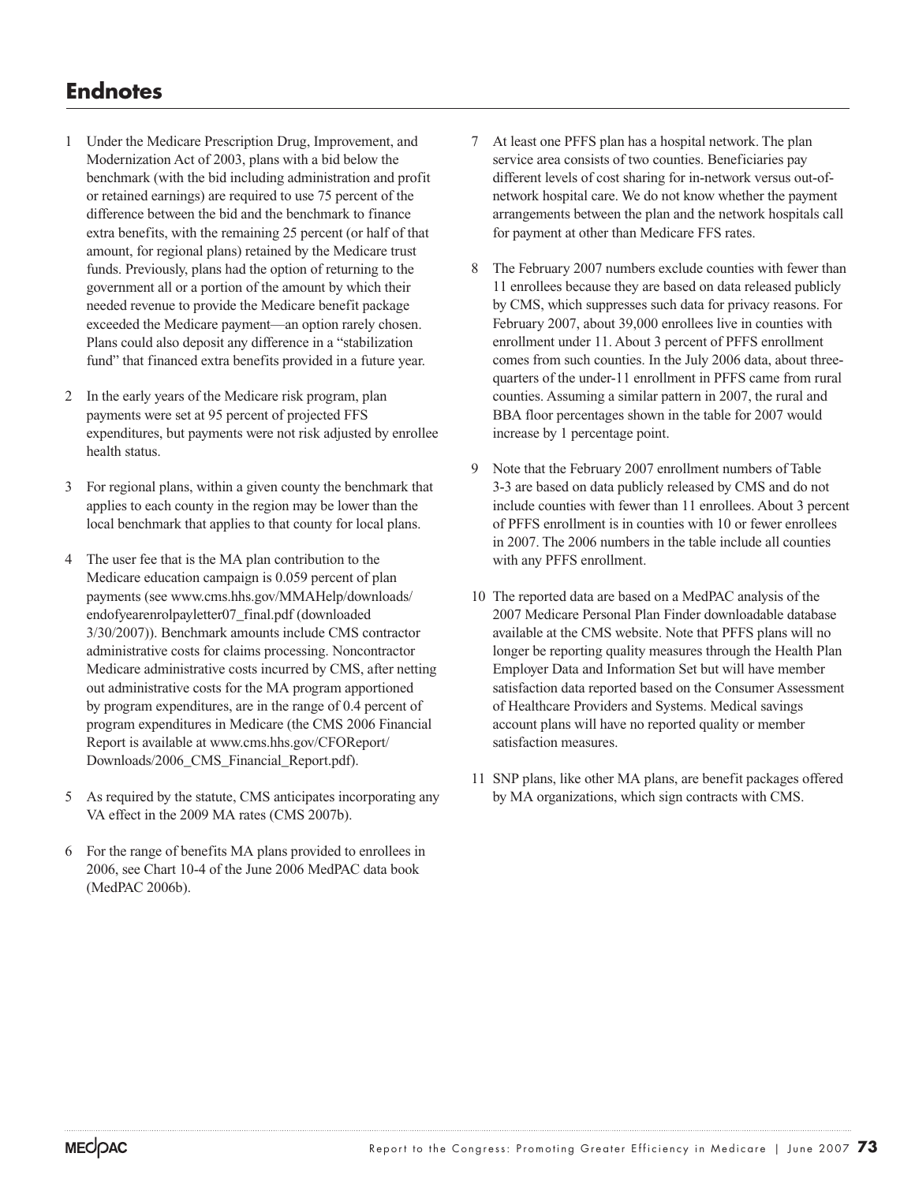## Endnotes

1 Under the Medicare Prescription Drug, Improvement, and Modernization Act of 2003, plans with a bid below the benchmark (with the bid including administration and profit or retained earnings) are required to use 75 percent of the difference between the bid and the benchmark to finance extra benefits, with the remaining 25 percent (or half of that amount, for regional plans) retained by the Medicare trust funds. Previously, plans had the option of returning to the government all or a portion of the amount by which their needed revenue to provide the Medicare benefit package exceeded the Medicare payment—an option rarely chosen. Plans could also deposit any difference in a "stabilization fund" that financed extra benefits provided in a future year.

2 In the early years of the Medicare risk program, plan payments were set at 95 percent of projected FFS expenditures, but payments were not risk adjusted by enrollee health status.

3 For regional plans, within a given county the benchmark that applies to each county in the region may be lower than the local benchmark that applies to that county for local plans.

4 The user fee that is the MA plan contribution to the Medicare education campaign is 0.059 percent of plan payments (see www.cms.hhs.gov/MMAHelp/downloads/endofyearenrolpayletter07_final.pdf (downloaded 3/30/2007)). Benchmark amounts include CMS contractor administrative costs for claims processing. Noncontractor Medicare administrative costs incurred by CMS, after netting out administrative costs for the MA program apportioned by program expenditures, are in the range of 0.4 percent of program expenditures in Medicare (the CMS 2006 Financial Report is available at www.cms.hhs.gov/CFOReport/Downloads/2006_CMS_Financial_Report.pdf).

5 As required by the statute, CMS anticipates incorporating any VA effect in the 2009 MA rates (CMS 2007b).

6 For the range of benefits MA plans provided to enrollees in 2006, see Chart 10-4 of the June 2006 MedPAC data book (MedPAC 2006b).

7 At least one PFFS plan has a hospital network. The plan service area consists of two counties. Beneficiaries pay different levels of cost sharing for in-network versus out-of-network hospital care. We do not know whether the payment arrangements between the plan and the network hospitals call for payment at other than Medicare FFS rates.

8 The February 2007 numbers exclude counties with fewer than 11 enrollees because they are based on data released publicly by CMS, which suppresses such data for privacy reasons. For February 2007, about 39,000 enrollees live in counties with enrollment under 11. About 3 percent of PFFS enrollment comes from such counties. In the July 2006 data, about three-quarters of the under-11 enrollment in PFFS came from rural counties. Assuming a similar pattern in 2007, the rural and BBA floor percentages shown in the table for 2007 would increase by 1 percentage point.

9 Note that the February 2007 enrollment numbers of Table 3-3 are based on data publicly released by CMS and do not include counties with fewer than 11 enrollees. About 3 percent of PFFS enrollment is in counties with 10 or fewer enrollees in 2007. The 2006 numbers in the table include all counties with any PFFS enrollment.

10 The reported data are based on a MedPAC analysis of the 2007 Medicare Personal Plan Finder downloadable database available at the CMS website. Note that PFFS plans will no longer be reporting quality measures through the Health Plan Employer Data and Information Set but will have member satisfaction data reported based on the Consumer Assessment of Healthcare Providers and Systems. Medical savings account plans will have no reported quality or member satisfaction measures.

11 SNP plans, like other MA plans, are benefit packages offered by MA organizations, which sign contracts with CMS.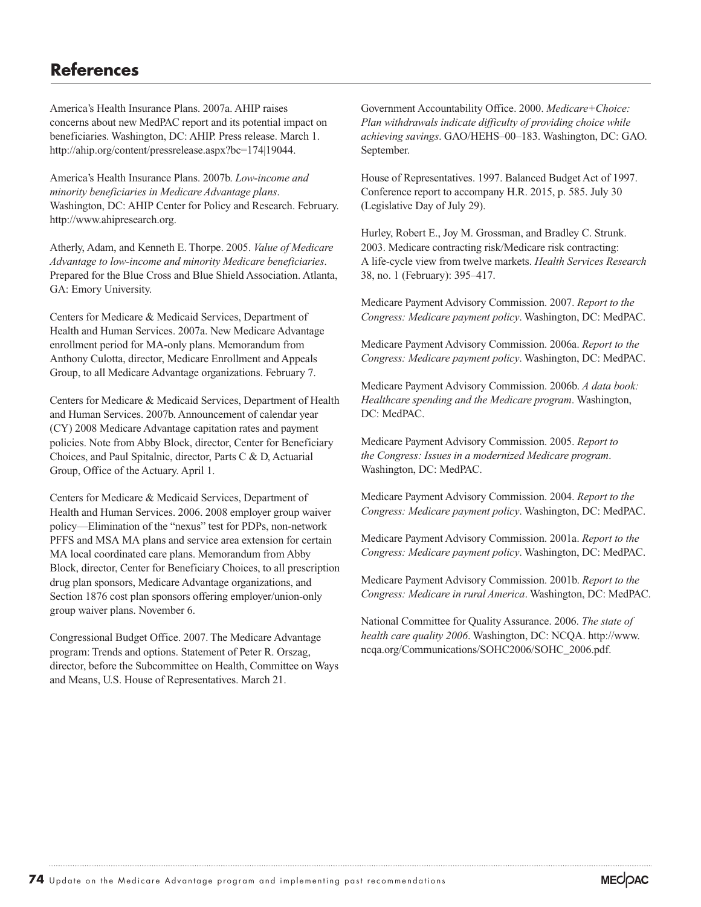## References

America's Health Insurance Plans. 2007a. AHIP raises concerns about new MedPAC report and its potential impact on beneficiaries. Washington, DC: AHIP. Press release. March 1. http://ahip.org/content/pressrelease.aspx?bc=174|19044.

America's Health Insurance Plans. 2007b. *Low-income and minority beneficiaries in Medicare Advantage plans*. Washington, DC: AHIP Center for Policy and Research. February. http://www.ahipresearch.org.

Atherly, Adam, and Kenneth E. Thorpe. 2005. *Value of Medicare Advantage to low-income and minority Medicare beneficiaries*. Prepared for the Blue Cross and Blue Shield Association. Atlanta, GA: Emory University.

Centers for Medicare & Medicaid Services, Department of Health and Human Services. 2007a. New Medicare Advantage enrollment period for MA-only plans. Memorandum from Anthony Culotta, director, Medicare Enrollment and Appeals Group, to all Medicare Advantage organizations. February 7.

Centers for Medicare & Medicaid Services, Department of Health and Human Services. 2007b. Announcement of calendar year (CY) 2008 Medicare Advantage capitation rates and payment policies. Note from Abby Block, director, Center for Beneficiary Choices, and Paul Spitalnic, director, Parts C & D, Actuarial Group, Office of the Actuary. April 1.

Centers for Medicare & Medicaid Services, Department of Health and Human Services. 2006. 2008 employer group waiver policy—Elimination of the "nexus" test for PDPs, non-network PFFS and MSA MA plans and service area extension for certain MA local coordinated care plans. Memorandum from Abby Block, director, Center for Beneficiary Choices, to all prescription drug plan sponsors, Medicare Advantage organizations, and Section 1876 cost plan sponsors offering employer/union-only group waiver plans. November 6.

Congressional Budget Office. 2007. The Medicare Advantage program: Trends and options. Statement of Peter R. Orszag, director, before the Subcommittee on Health, Committee on Ways and Means, U.S. House of Representatives. March 21.

Government Accountability Office. 2000. *Medicare+Choice: Plan withdrawals indicate difficulty of providing choice while achieving savings*. GAO/HEHS–00–183. Washington, DC: GAO. September.

House of Representatives. 1997. Balanced Budget Act of 1997. Conference report to accompany H.R. 2015, p. 585. July 30 (Legislative Day of July 29).

Hurley, Robert E., Joy M. Grossman, and Bradley C. Strunk. 2003. Medicare contracting risk/Medicare risk contracting: A life-cycle view from twelve markets. *Health Services Research* 38, no. 1 (February): 395–417.

Medicare Payment Advisory Commission. 2007. *Report to the Congress: Medicare payment policy*. Washington, DC: MedPAC.

Medicare Payment Advisory Commission. 2006a. *Report to the Congress: Medicare payment policy*. Washington, DC: MedPAC.

Medicare Payment Advisory Commission. 2006b. *A data book: Healthcare spending and the Medicare program*. Washington, DC: MedPAC.

Medicare Payment Advisory Commission. 2005. *Report to the Congress: Issues in a modernized Medicare program*. Washington, DC: MedPAC.

Medicare Payment Advisory Commission. 2004. *Report to the Congress: Medicare payment policy*. Washington, DC: MedPAC.

Medicare Payment Advisory Commission. 2001a. *Report to the Congress: Medicare payment policy*. Washington, DC: MedPAC.

Medicare Payment Advisory Commission. 2001b. *Report to the Congress: Medicare in rural America*. Washington, DC: MedPAC.

National Committee for Quality Assurance. 2006. *The state of health care quality 2006*. Washington, DC: NCQA. http://www.ncqa.org/Communications/SOHC2006/SOHC_2006.pdf.